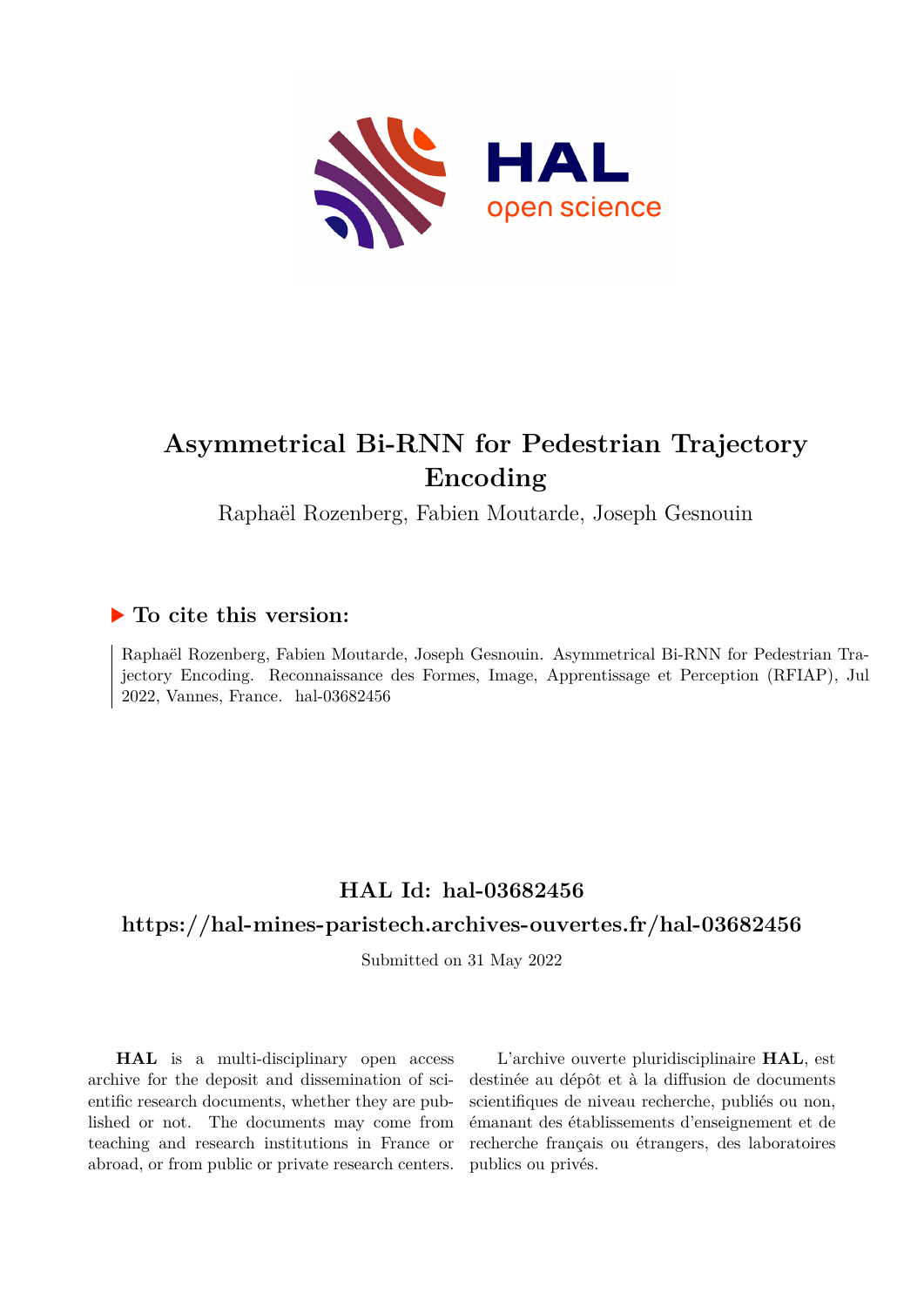# Asymmetrical Bi-RNN for Pedestrian Trajectory Encoding

Raphaël Rozenberg, Fabien Moutarde, Joseph Gesnouin

## ▶ To cite this version:

Raphaël Rozenberg, Fabien Moutarde, Joseph Gesnouin. Asymmetrical Bi-RNN for Pedestrian Trajectory Encoding. Reconnaissance des Formes, Image, Apprentissage et Perception (RFIAP), Jul 2022, Vannes, France. hal-03682456

## HAL Id: hal-03682456

## https://hal-mines-paristech.archives-ouvertes.fr/hal-03682456

Submitted on 31 May 2022

**HAL** is a multi-disciplinary open access archive for the deposit and dissemination of scientific research documents, whether they are published or not. The documents may come from teaching and research institutions in France or abroad, or from public or private research centers.

L'archive ouverte pluridisciplinaire **HAL**, est destinée au dépôt et à la diffusion de documents scientifiques de niveau recherche, publiés ou non, émanant des établissements d'enseignement et de recherche français ou étrangers, des laboratoires publics ou privés.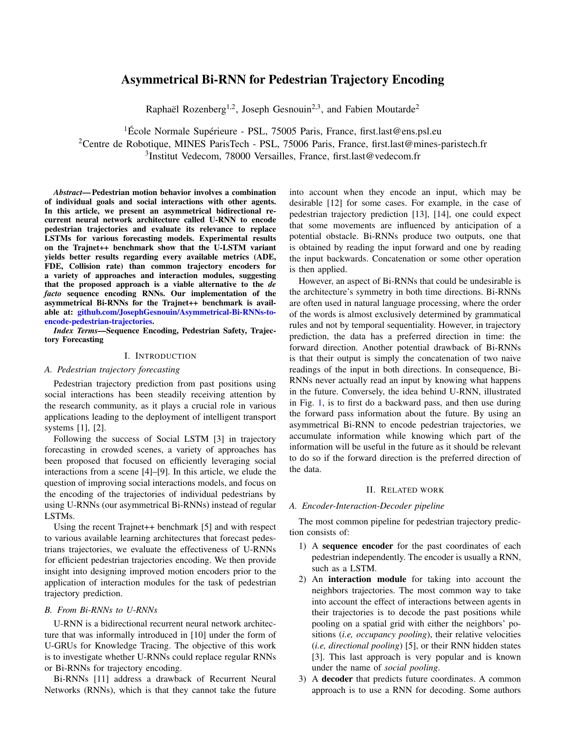# Asymmetrical Bi-RNN for Pedestrian Trajectory Encoding

Raphaël Rozenberg[1,2], Joseph Gesnouin[2,3], and Fabien Moutarde[2]

[1]École Normale Supérieure - PSL, 75005 Paris, France, first.last@ens.psl.eu
[2]Centre de Robotique, MINES ParisTech - PSL, 75006 Paris, France, first.last@mines-paristech.fr
[3]Institut Vedecom, 78000 Versailles, France, first.last@vedecom.fr

***Abstract*— Pedestrian motion behavior involves a combination of individual goals and social interactions with other agents. In this article, we present an asymmetrical bidirectional recurrent neural network architecture called U-RNN to encode pedestrian trajectories and evaluate its relevance to replace LSTMs for various forecasting models. Experimental results on the Trajnet++ benchmark show that the U-LSTM variant yields better results regarding every available metrics (ADE, FDE, Collision rate) than common trajectory encoders for a variety of approaches and interaction modules, suggesting that the proposed approach is a viable alternative to the *de facto* sequence encoding RNNs. Our implementation of the asymmetrical Bi-RNNs for the Trajnet++ benchmark is available at: github.com/JosephGesnouin/Asymmetrical-Bi-RNNs-to-encode-pedestrian-trajectories.**

***Index Terms*—Sequence Encoding, Pedestrian Safety, Trajectory Forecasting**

## I. Introduction

### A. Pedestrian trajectory forecasting

Pedestrian trajectory prediction from past positions using social interactions has been steadily receiving attention by the research community, as it plays a crucial role in various applications leading to the deployment of intelligent transport systems [1], [2].

Following the success of Social LSTM [3] in trajectory forecasting in crowded scenes, a variety of approaches has been proposed that focused on efficiently leveraging social interactions from a scene [4]–[9]. In this article, we elude the question of improving social interactions models, and focus on the encoding of the trajectories of individual pedestrians by using U-RNNs (our asymmetrical Bi-RNNs) instead of regular LSTMs.

Using the recent Trajnet++ benchmark [5] and with respect to various available learning architectures that forecast pedestrians trajectories, we evaluate the effectiveness of U-RNNs for efficient pedestrian trajectories encoding. We then provide insight into designing improved motion encoders prior to the application of interaction modules for the task of pedestrian trajectory prediction.

### B. From Bi-RNNs to U-RNNs

U-RNN is a bidirectional recurrent neural network architecture that was informally introduced in [10] under the form of U-GRUs for Knowledge Tracing. The objective of this work is to investigate whether U-RNNs could replace regular RNNs or Bi-RNNs for trajectory encoding.

Bi-RNNs [11] address a drawback of Recurrent Neural Networks (RNNs), which is that they cannot take the future into account when they encode an input, which may be desirable [12] for some cases. For example, in the case of pedestrian trajectory prediction [13], [14], one could expect that some movements are influenced by anticipation of a potential obstacle. Bi-RNNs produce two outputs, one that is obtained by reading the input forward and one by reading the input backwards. Concatenation or some other operation is then applied.

However, an aspect of Bi-RNNs that could be undesirable is the architecture's symmetry in both time directions. Bi-RNNs are often used in natural language processing, where the order of the words is almost exclusively determined by grammatical rules and not by temporal sequentiality. However, in trajectory prediction, the data has a preferred direction in time: the forward direction. Another potential drawback of Bi-RNNs is that their output is simply the concatenation of two naive readings of the input in both directions. In consequence, Bi-RNNs never actually read an input by knowing what happens in the future. Conversely, the idea behind U-RNN, illustrated in Fig. 1, is to first do a backward pass, and then use during the forward pass information about the future. By using an asymmetrical Bi-RNN to encode pedestrian trajectories, we accumulate information while knowing which part of the information will be useful in the future as it should be relevant to do so if the forward direction is the preferred direction of the data.

## II. Related work

### A. Encoder-Interaction-Decoder pipeline

The most common pipeline for pedestrian trajectory prediction consists of:

1) A **sequence encoder** for the past coordinates of each pedestrian independently. The encoder is usually a RNN, such as a LSTM.
2) An **interaction module** for taking into account the neighbors trajectories. The most common way to take into account the effect of interactions between agents in their trajectories is to decode the past positions while pooling on a spatial grid with either the neighbors' positions (*i.e, occupancy pooling*), their relative velocities (*i.e, directional pooling*) [5], or their RNN hidden states [3]. This last approach is very popular and is known under the name of *social pooling*.
3) A **decoder** that predicts future coordinates. A common approach is to use a RNN for decoding. Some authors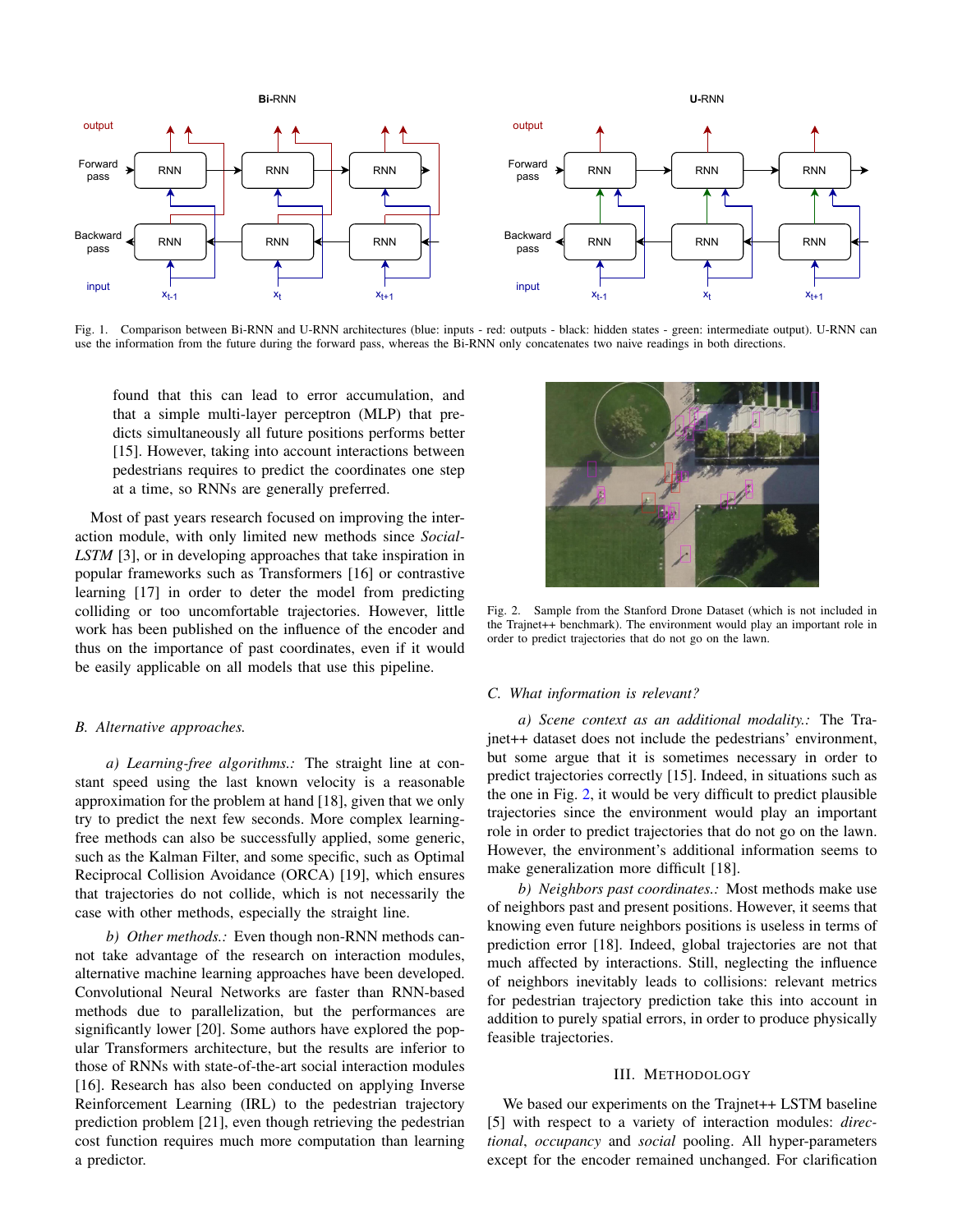Fig. 1. Comparison between Bi-RNN and U-RNN architectures (blue: inputs - red: outputs - black: hidden states - green: intermediate output). U-RNN can use the information from the future during the forward pass, whereas the Bi-RNN only concatenates two naive readings in both directions.

found that this can lead to error accumulation, and that a simple multi-layer perceptron (MLP) that predicts simultaneously all future positions performs better [15]. However, taking into account interactions between pedestrians requires to predict the coordinates one step at a time, so RNNs are generally preferred.

Most of past years research focused on improving the interaction module, with only limited new methods since *Social-LSTM* [3], or in developing approaches that take inspiration in popular frameworks such as Transformers [16] or contrastive learning [17] in order to deter the model from predicting colliding or too uncomfortable trajectories. However, little work has been published on the influence of the encoder and thus on the importance of past coordinates, even if it would be easily applicable on all models that use this pipeline.

### B. Alternative approaches.

*a) Learning-free algorithms.:* The straight line at constant speed using the last known velocity is a reasonable approximation for the problem at hand [18], given that we only try to predict the next few seconds. More complex learning-free methods can also be successfully applied, some generic, such as the Kalman Filter, and some specific, such as Optimal Reciprocal Collision Avoidance (ORCA) [19], which ensures that trajectories do not collide, which is not necessarily the case with other methods, especially the straight line.

*b) Other methods.:* Even though non-RNN methods cannot take advantage of the research on interaction modules, alternative machine learning approaches have been developed. Convolutional Neural Networks are faster than RNN-based methods due to parallelization, but the performances are significantly lower [20]. Some authors have explored the popular Transformers architecture, but the results are inferior to those of RNNs with state-of-the-art social interaction modules [16]. Research has also been conducted on applying Inverse Reinforcement Learning (IRL) to the pedestrian trajectory prediction problem [21], even though retrieving the pedestrian cost function requires much more computation than learning a predictor.

Fig. 2. Sample from the Stanford Drone Dataset (which is not included in the Trajnet++ benchmark). The environment would play an important role in order to predict trajectories that do not go on the lawn.

### C. What information is relevant?

*a) Scene context as an additional modality.:* The Trajnet++ dataset does not include the pedestrians' environment, but some argue that it is sometimes necessary in order to predict trajectories correctly [15]. Indeed, in situations such as the one in Fig. 2, it would be very difficult to predict plausible trajectories since the environment would play an important role in order to predict trajectories that do not go on the lawn. However, the environment's additional information seems to make generalization more difficult [18].

*b) Neighbors past coordinates.:* Most methods make use of neighbors past and present positions. However, it seems that knowing even future neighbors positions is useless in terms of prediction error [18]. Indeed, global trajectories are not that much affected by interactions. Still, neglecting the influence of neighbors inevitably leads to collisions: relevant metrics for pedestrian trajectory prediction take this into account in addition to purely spatial errors, in order to produce physically feasible trajectories.

## III. Methodology

We based our experiments on the Trajnet++ LSTM baseline [5] with respect to a variety of interaction modules: *directional*, *occupancy* and *social* pooling. All hyper-parameters except for the encoder remained unchanged. For clarification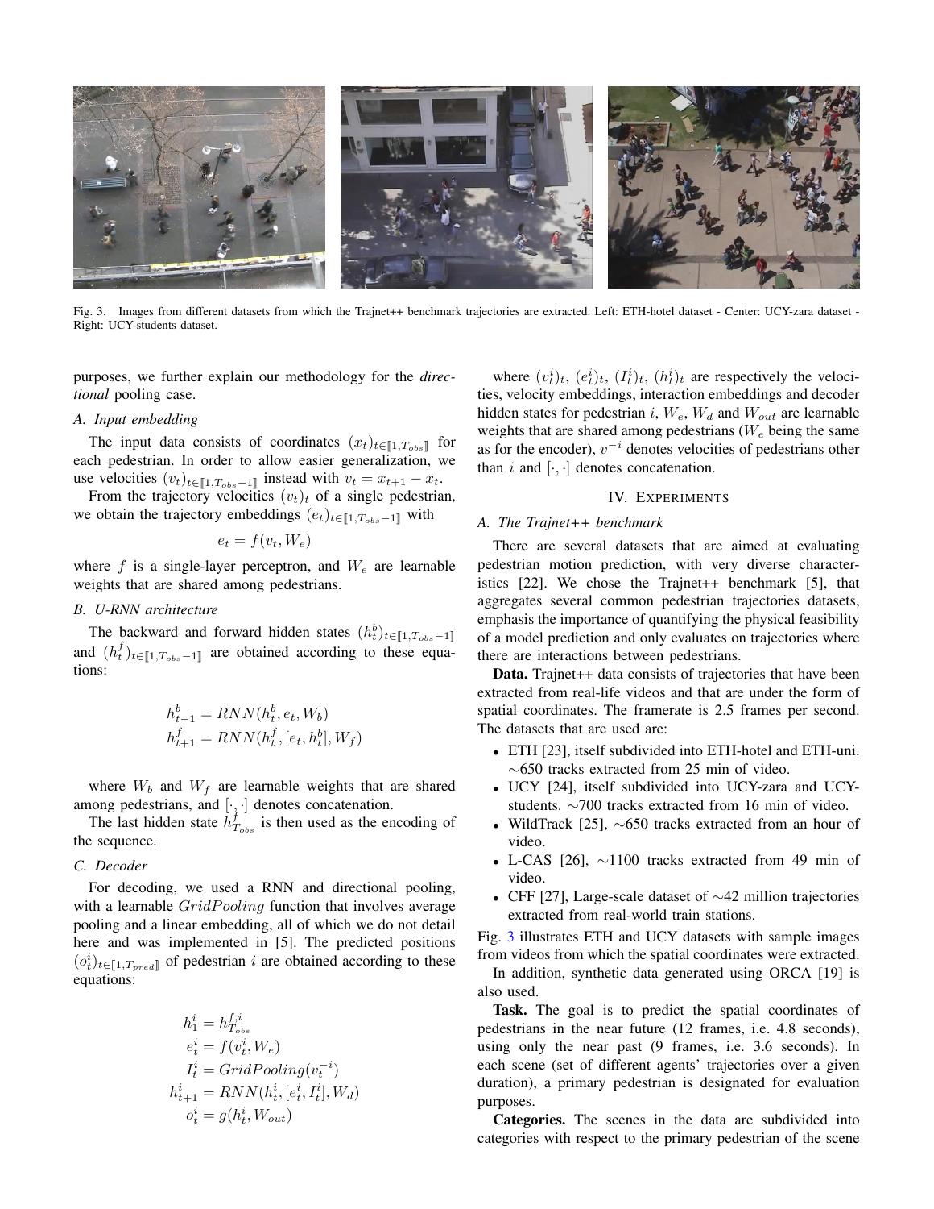Fig. 3. Images from different datasets from which the Trajnet++ benchmark trajectories are extracted. Left: ETH-hotel dataset - Center: UCY-zara dataset - Right: UCY-students dataset.

purposes, we further explain our methodology for the *directional* pooling case.

### A. Input embedding

The input data consists of coordinates $(x_t)_{t \in [\![1, T_{obs}]\!]}$ for each pedestrian. In order to allow easier generalization, we use velocities $(v_t)_{t \in [\![1, T_{obs}-1]\!]}$ instead with $v_t = x_{t+1} - x_t$.

From the trajectory velocities $(v_t)_t$ of a single pedestrian, we obtain the trajectory embeddings $(e_t)_{t \in [\![1, T_{obs}-1]\!]}$ with

$$e_t = f(v_t, W_e)$$

where $f$ is a single-layer perceptron, and $W_e$ are learnable weights that are shared among pedestrians.

### B. U-RNN architecture

The backward and forward hidden states $(h_t^b)_{t \in [\![1, T_{obs}-1]\!]}$ and $(h_t^f)_{t \in [\![1, T_{obs}-1]\!]}$ are obtained according to these equations:

$$\begin{aligned} h_{t-1}^b &= RNN(h_t^b, e_t, W_b) \\ h_{t+1}^f &= RNN(h_t^f, [e_t, h_t^b], W_f) \end{aligned}$$

where $W_b$ and $W_f$ are learnable weights that are shared among pedestrians, and $[\cdot, \cdot]$ denotes concatenation.

The last hidden state $h_{T_{obs}}^f$ is then used as the encoding of the sequence.

### C. Decoder

For decoding, we used a RNN and directional pooling, with a learnable $GridPooling$ function that involves average pooling and a linear embedding, all of which we do not detail here and was implemented in [5]. The predicted positions $(o_t^i)_{t \in [\![1, T_{pred}]\!]}$ of pedestrian $i$ are obtained according to these equations:

$$\begin{aligned} h_1^i &= h_{T_{obs}}^{f,i} \\ e_t^i &= f(v_t^i, W_e) \\ I_t^i &= GridPooling(v_t^{-i}) \\ h_{t+1}^i &= RNN(h_t^i, [e_t^i, I_t^i], W_d) \\ o_t^i &= g(h_t^i, W_{out}) \end{aligned}$$

where $(v_t^i)_t$, $(e_t^i)_t$, $(I_t^i)_t$, $(h_t^i)_t$ are respectively the velocities, velocity embeddings, interaction embeddings and decoder hidden states for pedestrian $i$, $W_e$, $W_d$ and $W_{out}$ are learnable weights that are shared among pedestrians ($W_e$ being the same as for the encoder), $v^{-i}$ denotes velocities of pedestrians other than $i$ and $[\cdot, \cdot]$ denotes concatenation.

## IV. Experiments

### A. The Trajnet++ benchmark

There are several datasets that are aimed at evaluating pedestrian motion prediction, with very diverse characteristics [22]. We chose the Trajnet++ benchmark [5], that aggregates several common pedestrian trajectories datasets, emphasis the importance of quantifying the physical feasibility of a model prediction and only evaluates on trajectories where there are interactions between pedestrians.

**Data.** Trajnet++ data consists of trajectories that have been extracted from real-life videos and that are under the form of spatial coordinates. The framerate is 2.5 frames per second. The datasets that are used are:

- ETH [23], itself subdivided into ETH-hotel and ETH-uni. ∼650 tracks extracted from 25 min of video.
- UCY [24], itself subdivided into UCY-zara and UCY-students. ∼700 tracks extracted from 16 min of video.
- WildTrack [25], ∼650 tracks extracted from an hour of video.
- L-CAS [26], ∼1100 tracks extracted from 49 min of video.
- CFF [27], Large-scale dataset of ∼42 million trajectories extracted from real-world train stations.

Fig. 3 illustrates ETH and UCY datasets with sample images from videos from which the spatial coordinates were extracted.

In addition, synthetic data generated using ORCA [19] is also used.

**Task.** The goal is to predict the spatial coordinates of pedestrians in the near future (12 frames, i.e. 4.8 seconds), using only the near past (9 frames, i.e. 3.6 seconds). In each scene (set of different agents' trajectories over a given duration), a primary pedestrian is designated for evaluation purposes.

**Categories.** The scenes in the data are subdivided into categories with respect to the primary pedestrian of the scene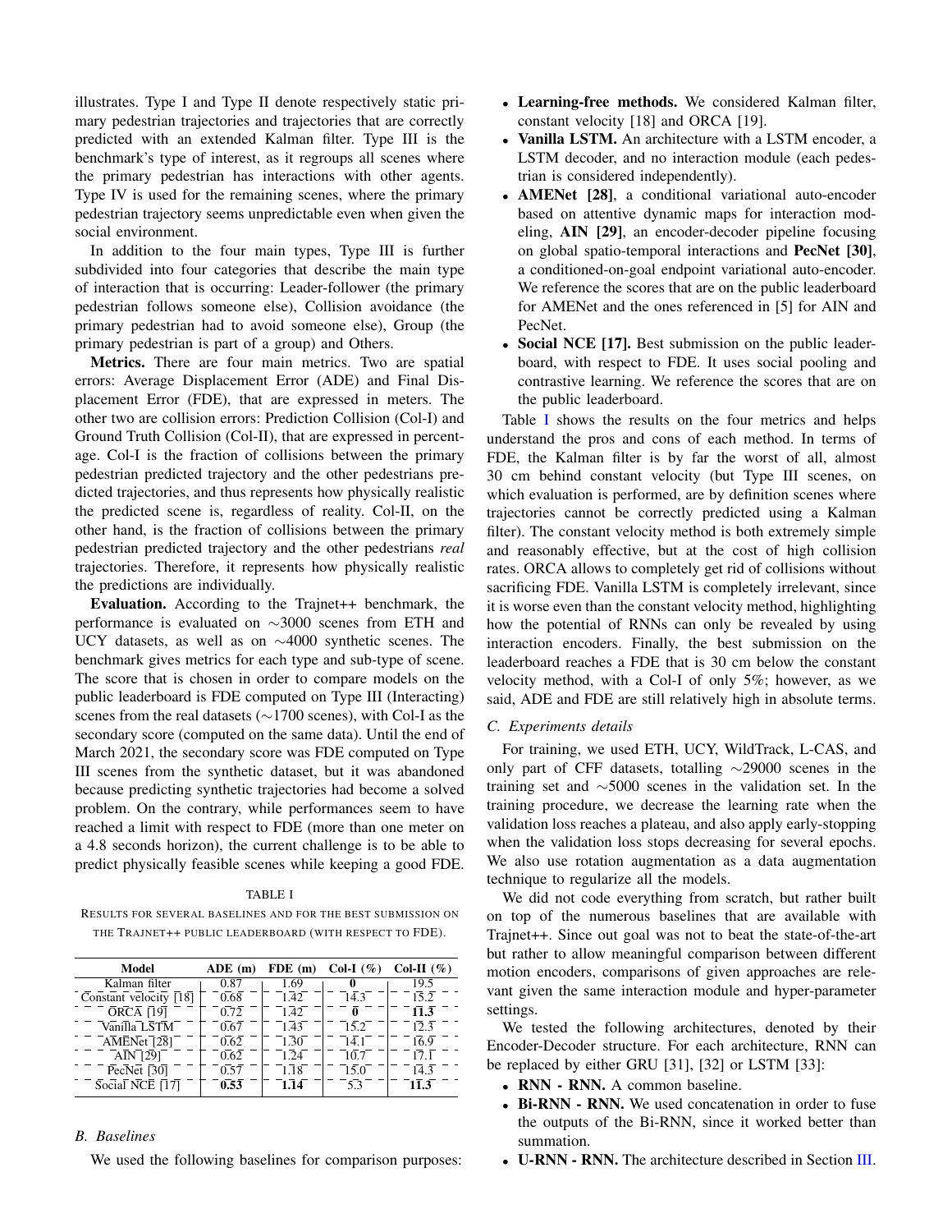illustrates. Type I and Type II denote respectively static primary pedestrian trajectories and trajectories that are correctly predicted with an extended Kalman filter. Type III is the benchmark's type of interest, as it regroups all scenes where the primary pedestrian has interactions with other agents. Type IV is used for the remaining scenes, where the primary pedestrian trajectory seems unpredictable even when given the social environment.

In addition to the four main types, Type III is further subdivided into four categories that describe the main type of interaction that is occurring: Leader-follower (the primary pedestrian follows someone else), Collision avoidance (the primary pedestrian had to avoid someone else), Group (the primary pedestrian is part of a group) and Others.

**Metrics.** There are four main metrics. Two are spatial errors: Average Displacement Error (ADE) and Final Displacement Error (FDE), that are expressed in meters. The other two are collision errors: Prediction Collision (Col-I) and Ground Truth Collision (Col-II), that are expressed in percentage. Col-I is the fraction of collisions between the primary pedestrian predicted trajectory and the other pedestrians predicted trajectories, and thus represents how physically realistic the predicted scene is, regardless of reality. Col-II, on the other hand, is the fraction of collisions between the primary pedestrian predicted trajectory and the other pedestrians *real* trajectories. Therefore, it represents how physically realistic the predictions are individually.

**Evaluation.** According to the Trajnet++ benchmark, the performance is evaluated on ∼3000 scenes from ETH and UCY datasets, as well as on ∼4000 synthetic scenes. The benchmark gives metrics for each type and sub-type of scene. The score that is chosen in order to compare models on the public leaderboard is FDE computed on Type III (Interacting) scenes from the real datasets (∼1700 scenes), with Col-I as the secondary score (computed on the same data). Until the end of March 2021, the secondary score was FDE computed on Type III scenes from the synthetic dataset, but it was abandoned because predicting synthetic trajectories had become a solved problem. On the contrary, while performances seem to have reached a limit with respect to FDE (more than one meter on a 4.8 seconds horizon), the current challenge is to be able to predict physically feasible scenes while keeping a good FDE.

TABLE I

RESULTS FOR SEVERAL BASELINES AND FOR THE BEST SUBMISSION ON THE TRAJNET++ PUBLIC LEADERBOARD (WITH RESPECT TO FDE).

| Model | ADE (m) | FDE (m) | Col-I (%) | Col-II (%) |
|---|---|---|---|---|
| Kalman filter | 0.87 | 1.69 | **0** | 19.5 |
| Constant velocity [18] | 0.68 | 1.42 | 14.3 | 15.2 |
| ORCA [19] | 0.72 | 1.42 | **0** | **11.3** |
| Vanilla LSTM | 0.67 | 1.43 | 15.2 | 12.3 |
| AMENet [28] | 0.62 | 1.30 | 14.1 | 16.9 |
| AIN [29] | 0.62 | 1.24 | 10.7 | 17.1 |
| PecNet [30] | 0.57 | 1.18 | 15.0 | 14.3 |
| Social NCE [17] | **0.53** | **1.14** | 5.3 | **11.3** |

### B. Baselines

We used the following baselines for comparison purposes:

- **Learning-free methods.** We considered Kalman filter, constant velocity [18] and ORCA [19].
- **Vanilla LSTM.** An architecture with a LSTM encoder, a LSTM decoder, and no interaction module (each pedestrian is considered independently).
- **AMENet [28]**, a conditional variational auto-encoder based on attentive dynamic maps for interaction modeling, **AIN [29]**, an encoder-decoder pipeline focusing on global spatio-temporal interactions and **PecNet [30]**, a conditioned-on-goal endpoint variational auto-encoder. We reference the scores that are on the public leaderboard for AMENet and the ones referenced in [5] for AIN and PecNet.
- **Social NCE [17].** Best submission on the public leaderboard, with respect to FDE. It uses social pooling and contrastive learning. We reference the scores that are on the public leaderboard.

Table I shows the results on the four metrics and helps understand the pros and cons of each method. In terms of FDE, the Kalman filter is by far the worst of all, almost 30 cm behind constant velocity (but Type III scenes, on which evaluation is performed, are by definition scenes where trajectories cannot be correctly predicted using a Kalman filter). The constant velocity method is both extremely simple and reasonably effective, but at the cost of high collision rates. ORCA allows to completely get rid of collisions without sacrificing FDE. Vanilla LSTM is completely irrelevant, since it is worse even than the constant velocity method, highlighting how the potential of RNNs can only be revealed by using interaction encoders. Finally, the best submission on the leaderboard reaches a FDE that is 30 cm below the constant velocity method, with a Col-I of only 5%; however, as we said, ADE and FDE are still relatively high in absolute terms.

### C. Experiments details

For training, we used ETH, UCY, WildTrack, L-CAS, and only part of CFF datasets, totalling ∼29000 scenes in the training set and ∼5000 scenes in the validation set. In the training procedure, we decrease the learning rate when the validation loss reaches a plateau, and also apply early-stopping when the validation loss stops decreasing for several epochs. We also use rotation augmentation as a data augmentation technique to regularize all the models.

We did not code everything from scratch, but rather built on top of the numerous baselines that are available with Trajnet++. Since out goal was not to beat the state-of-the-art but rather to allow meaningful comparison between different motion encoders, comparisons of given approaches are relevant given the same interaction module and hyper-parameter settings.

We tested the following architectures, denoted by their Encoder-Decoder structure. For each architecture, RNN can be replaced by either GRU [31], [32] or LSTM [33]:

- **RNN - RNN.** A common baseline.
- **Bi-RNN - RNN.** We used concatenation in order to fuse the outputs of the Bi-RNN, since it worked better than summation.
- **U-RNN - RNN.** The architecture described in Section III.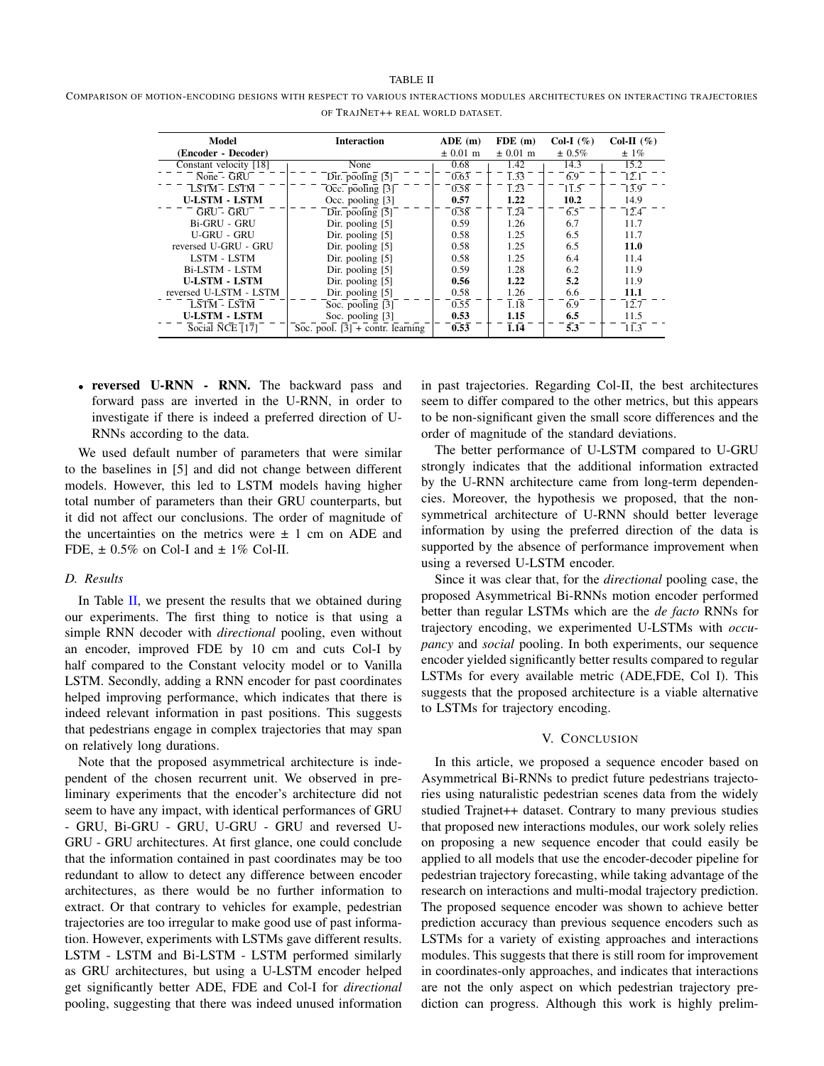TABLE II

COMPARISON OF MOTION-ENCODING DESIGNS WITH RESPECT TO VARIOUS INTERACTIONS MODULES ARCHITECTURES ON INTERACTING TRAJECTORIES OF TRAJNET++ REAL WORLD DATASET.

| Model (Encoder - Decoder) | Interaction | ADE (m) ± 0.01 m | FDE (m) ± 0.01 m | Col-I (%) ± 0.5% | Col-II (%) ± 1% |
|---|---|---|---|---|---|
| Constant velocity [18] | None | 0.68 | 1.42 | 14.3 | 15.2 |
| None - GRU | Dir. pooling [5] | 0.63 | 1.33 | 6.9 | 12.1 |
| LSTM - LSTM | Occ. pooling [3] | 0.58 | 1.23 | 11.5 | 13.9 |
| **U-LSTM - LSTM** | Occ. pooling [3] | **0.57** | **1.22** | **10.2** | 14.9 |
| GRU - GRU | Dir. pooling [5] | 0.58 | 1.24 | 6.5 | 12.4 |
| Bi-GRU - GRU | Dir. pooling [5] | 0.59 | 1.26 | 6.7 | 11.7 |
| U-GRU - GRU | Dir. pooling [5] | 0.58 | 1.25 | 6.5 | 11.7 |
| reversed U-GRU - GRU | Dir. pooling [5] | 0.58 | 1.25 | 6.5 | **11.0** |
| LSTM - LSTM | Dir. pooling [5] | 0.58 | 1.25 | 6.4 | 11.4 |
| Bi-LSTM - LSTM | Dir. pooling [5] | 0.59 | 1.28 | 6.2 | 11.9 |
| **U-LSTM - LSTM** | Dir. pooling [5] | **0.56** | **1.22** | **5.2** | 11.9 |
| reversed U-LSTM - LSTM | Dir. pooling [5] | 0.58 | 1.26 | 6.6 | **11.1** |
| LSTM - LSTM | Soc. pooling [3] | 0.55 | 1.18 | 6.9 | 12.7 |
| **U-LSTM - LSTM** | Soc. pooling [3] | **0.53** | **1.15** | **6.5** | 11.5 |
| Social NCE [17] | Soc. pool. [3] + contr. learning | 0.53 | 1.14 | 5.3 | 11.3 |

- **reversed U-RNN - RNN.** The backward pass and forward pass are inverted in the U-RNN, in order to investigate if there is indeed a preferred direction of U-RNNs according to the data.

We used default number of parameters that were similar to the baselines in [5] and did not change between different models. However, this led to LSTM models having higher total number of parameters than their GRU counterparts, but it did not affect our conclusions. The order of magnitude of the uncertainties on the metrics were ± 1 cm on ADE and FDE, ± 0.5% on Col-I and ± 1% Col-II.

### D. Results

In Table II, we present the results that we obtained during our experiments. The first thing to notice is that using a simple RNN decoder with *directional* pooling, even without an encoder, improved FDE by 10 cm and cuts Col-I by half compared to the Constant velocity model or to Vanilla LSTM. Secondly, adding a RNN encoder for past coordinates helped improving performance, which indicates that there is indeed relevant information in past positions. This suggests that pedestrians engage in complex trajectories that may span on relatively long durations.

Note that the proposed asymmetrical architecture is independent of the chosen recurrent unit. We observed in preliminary experiments that the encoder's architecture did not seem to have any impact, with identical performances of GRU - GRU, Bi-GRU - GRU, U-GRU - GRU and reversed U-GRU - GRU architectures. At first glance, one could conclude that the information contained in past coordinates may be too redundant to allow to detect any difference between encoder architectures, as there would be no further information to extract. Or that contrary to vehicles for example, pedestrian trajectories are too irregular to make good use of past information. However, experiments with LSTMs gave different results. LSTM - LSTM and Bi-LSTM - LSTM performed similarly as GRU architectures, but using a U-LSTM encoder helped get significantly better ADE, FDE and Col-I for *directional* pooling, suggesting that there was indeed unused information in past trajectories. Regarding Col-II, the best architectures seem to differ compared to the other metrics, but this appears to be non-significant given the small score differences and the order of magnitude of the standard deviations.

The better performance of U-LSTM compared to U-GRU strongly indicates that the additional information extracted by the U-RNN architecture came from long-term dependencies. Moreover, the hypothesis we proposed, that the non-symmetrical architecture of U-RNN should better leverage information by using the preferred direction of the data is supported by the absence of performance improvement when using a reversed U-LSTM encoder.

Since it was clear that, for the *directional* pooling case, the proposed Asymmetrical Bi-RNNs motion encoder performed better than regular LSTMs which are the *de facto* RNNs for trajectory encoding, we experimented U-LSTMs with *occupancy* and *social* pooling. In both experiments, our sequence encoder yielded significantly better results compared to regular LSTMs for every available metric (ADE,FDE, Col I). This suggests that the proposed architecture is a viable alternative to LSTMs for trajectory encoding.

## V. CONCLUSION

In this article, we proposed a sequence encoder based on Asymmetrical Bi-RNNs to predict future pedestrians trajectories using naturalistic pedestrian scenes data from the widely studied Trajnet++ dataset. Contrary to many previous studies that proposed new interactions modules, our work solely relies on proposing a new sequence encoder that could easily be applied to all models that use the encoder-decoder pipeline for pedestrian trajectory forecasting, while taking advantage of the research on interactions and multi-modal trajectory prediction. The proposed sequence encoder was shown to achieve better prediction accuracy than previous sequence encoders such as LSTMs for a variety of existing approaches and interactions modules. This suggests that there is still room for improvement in coordinates-only approaches, and indicates that interactions are not the only aspect on which pedestrian trajectory prediction can progress. Although this work is highly prelim-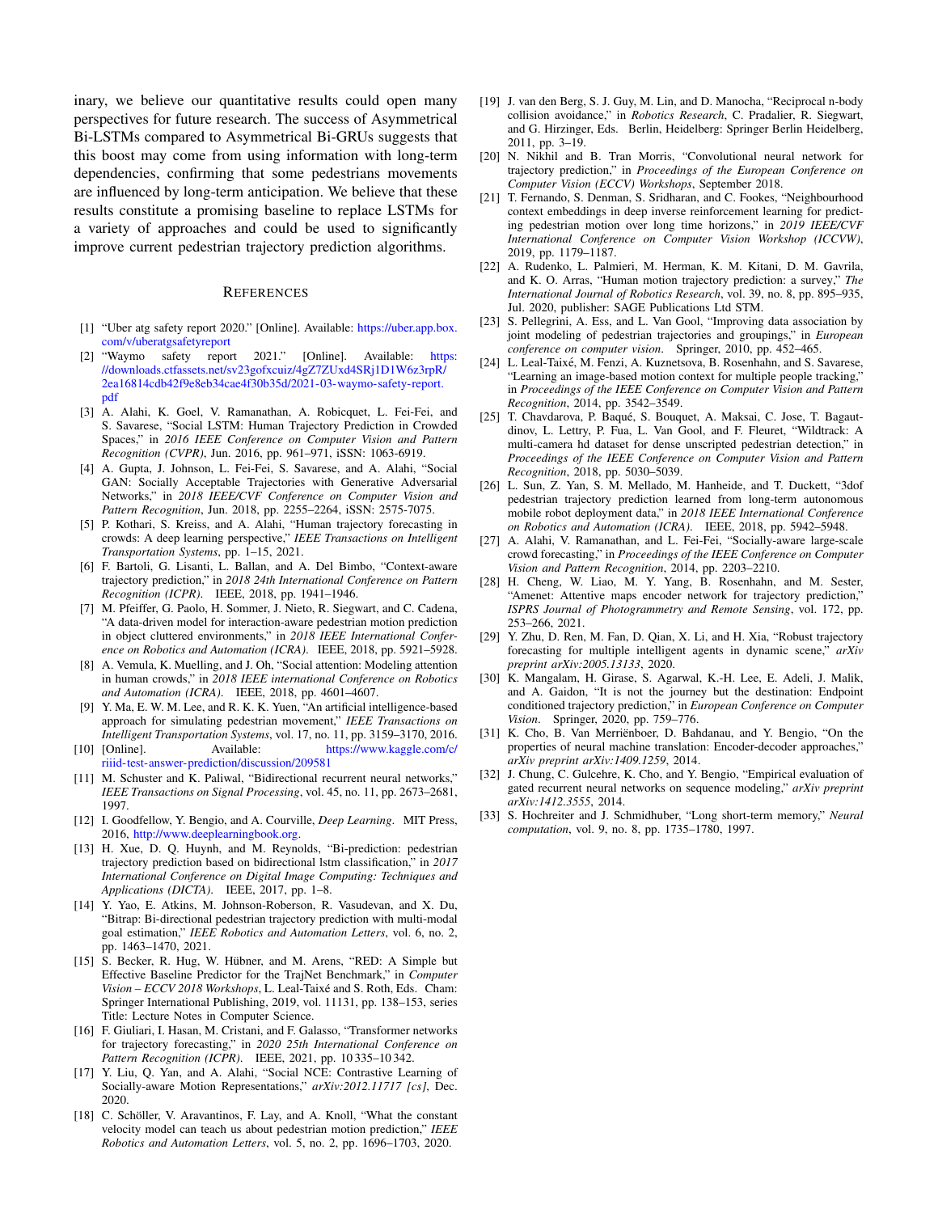inary, we believe our quantitative results could open many perspectives for future research. The success of Asymmetrical Bi-LSTMs compared to Asymmetrical Bi-GRUs suggests that this boost may come from using information with long-term dependencies, confirming that some pedestrians movements are influenced by long-term anticipation. We believe that these results constitute a promising baseline to replace LSTMs for a variety of approaches and could be used to significantly improve current pedestrian trajectory prediction algorithms.

## References

[1] "Uber atg safety report 2020." [Online]. Available: https://uber.app.box.com/v/uberatgsafetyreport

[2] "Waymo safety report 2021." [Online]. Available: https://downloads.ctfassets.net/sv23gofxcuiz/4gZ7ZUxd4SRj1D1W6z3rpR/2ea16814cdb42f9e8eb34cae4f30b35d/2021-03-waymo-safety-report.pdf

[3] A. Alahi, K. Goel, V. Ramanathan, A. Robicquet, L. Fei-Fei, and S. Savarese, "Social LSTM: Human Trajectory Prediction in Crowded Spaces," in *2016 IEEE Conference on Computer Vision and Pattern Recognition (CVPR)*, Jun. 2016, pp. 961–971, iSSN: 1063-6919.

[4] A. Gupta, J. Johnson, L. Fei-Fei, S. Savarese, and A. Alahi, "Social GAN: Socially Acceptable Trajectories with Generative Adversarial Networks," in *2018 IEEE/CVF Conference on Computer Vision and Pattern Recognition*, Jun. 2018, pp. 2255–2264, iSSN: 2575-7075.

[5] P. Kothari, S. Kreiss, and A. Alahi, "Human trajectory forecasting in crowds: A deep learning perspective," *IEEE Transactions on Intelligent Transportation Systems*, pp. 1–15, 2021.

[6] F. Bartoli, G. Lisanti, L. Ballan, and A. Del Bimbo, "Context-aware trajectory prediction," in *2018 24th International Conference on Pattern Recognition (ICPR)*. IEEE, 2018, pp. 1941–1946.

[7] M. Pfeiffer, G. Paolo, H. Sommer, J. Nieto, R. Siegwart, and C. Cadena, "A data-driven model for interaction-aware pedestrian motion prediction in object cluttered environments," in *2018 IEEE International Conference on Robotics and Automation (ICRA)*. IEEE, 2018, pp. 5921–5928.

[8] A. Vemula, K. Muelling, and J. Oh, "Social attention: Modeling attention in human crowds," in *2018 IEEE international Conference on Robotics and Automation (ICRA)*. IEEE, 2018, pp. 4601–4607.

[9] Y. Ma, E. W. M. Lee, and R. K. K. Yuen, "An artificial intelligence-based approach for simulating pedestrian movement," *IEEE Transactions on Intelligent Transportation Systems*, vol. 17, no. 11, pp. 3159–3170, 2016.

[10] [Online]. Available: https://www.kaggle.com/c/riiid-test-answer-prediction/discussion/209581

[11] M. Schuster and K. Paliwal, "Bidirectional recurrent neural networks," *IEEE Transactions on Signal Processing*, vol. 45, no. 11, pp. 2673–2681, 1997.

[12] I. Goodfellow, Y. Bengio, and A. Courville, *Deep Learning*. MIT Press, 2016, http://www.deeplearningbook.org.

[13] H. Xue, D. Q. Huynh, and M. Reynolds, "Bi-prediction: pedestrian trajectory prediction based on bidirectional lstm classification," in *2017 International Conference on Digital Image Computing: Techniques and Applications (DICTA)*. IEEE, 2017, pp. 1–8.

[14] Y. Yao, E. Atkins, M. Johnson-Roberson, R. Vasudevan, and X. Du, "Bitrap: Bi-directional pedestrian trajectory prediction with multi-modal goal estimation," *IEEE Robotics and Automation Letters*, vol. 6, no. 2, pp. 1463–1470, 2021.

[15] S. Becker, R. Hug, W. Hübner, and M. Arens, "RED: A Simple but Effective Baseline Predictor for the TrajNet Benchmark," in *Computer Vision – ECCV 2018 Workshops*, L. Leal-Taixé and S. Roth, Eds. Cham: Springer International Publishing, 2019, vol. 11131, pp. 138–153, series Title: Lecture Notes in Computer Science.

[16] F. Giuliari, I. Hasan, M. Cristani, and F. Galasso, "Transformer networks for trajectory forecasting," in *2020 25th International Conference on Pattern Recognition (ICPR)*. IEEE, 2021, pp. 10 335–10 342.

[17] Y. Liu, Q. Yan, and A. Alahi, "Social NCE: Contrastive Learning of Socially-aware Motion Representations," *arXiv:2012.11717 [cs]*, Dec. 2020.

[18] C. Schöller, V. Aravantinos, F. Lay, and A. Knoll, "What the constant velocity model can teach us about pedestrian motion prediction," *IEEE Robotics and Automation Letters*, vol. 5, no. 2, pp. 1696–1703, 2020.

[19] J. van den Berg, S. J. Guy, M. Lin, and D. Manocha, "Reciprocal n-body collision avoidance," in *Robotics Research*, C. Pradalier, R. Siegwart, and G. Hirzinger, Eds. Berlin, Heidelberg: Springer Berlin Heidelberg, 2011, pp. 3–19.

[20] N. Nikhil and B. Tran Morris, "Convolutional neural network for trajectory prediction," in *Proceedings of the European Conference on Computer Vision (ECCV) Workshops*, September 2018.

[21] T. Fernando, S. Denman, S. Sridharan, and C. Fookes, "Neighbourhood context embeddings in deep inverse reinforcement learning for predicting pedestrian motion over long time horizons," in *2019 IEEE/CVF International Conference on Computer Vision Workshop (ICCVW)*, 2019, pp. 1179–1187.

[22] A. Rudenko, L. Palmieri, M. Herman, K. M. Kitani, D. M. Gavrila, and K. O. Arras, "Human motion trajectory prediction: a survey," *The International Journal of Robotics Research*, vol. 39, no. 8, pp. 895–935, Jul. 2020, publisher: SAGE Publications Ltd STM.

[23] S. Pellegrini, A. Ess, and L. Van Gool, "Improving data association by joint modeling of pedestrian trajectories and groupings," in *European conference on computer vision*. Springer, 2010, pp. 452–465.

[24] L. Leal-Taixé, M. Fenzi, A. Kuznetsova, B. Rosenhahn, and S. Savarese, "Learning an image-based motion context for multiple people tracking," in *Proceedings of the IEEE Conference on Computer Vision and Pattern Recognition*, 2014, pp. 3542–3549.

[25] T. Chavdarova, P. Baqué, S. Bouquet, A. Maksai, C. Jose, T. Bagautdinov, L. Lettry, P. Fua, L. Van Gool, and F. Fleuret, "Wildtrack: A multi-camera hd dataset for dense unscripted pedestrian detection," in *Proceedings of the IEEE Conference on Computer Vision and Pattern Recognition*, 2018, pp. 5030–5039.

[26] L. Sun, Z. Yan, S. M. Mellado, M. Hanheide, and T. Duckett, "3dof pedestrian trajectory prediction learned from long-term autonomous mobile robot deployment data," in *2018 IEEE International Conference on Robotics and Automation (ICRA)*. IEEE, 2018, pp. 5942–5948.

[27] A. Alahi, V. Ramanathan, and L. Fei-Fei, "Socially-aware large-scale crowd forecasting," in *Proceedings of the IEEE Conference on Computer Vision and Pattern Recognition*, 2014, pp. 2203–2210.

[28] H. Cheng, W. Liao, M. Y. Yang, B. Rosenhahn, and M. Sester, "Amenet: Attentive maps encoder network for trajectory prediction," *ISPRS Journal of Photogrammetry and Remote Sensing*, vol. 172, pp. 253–266, 2021.

[29] Y. Zhu, D. Ren, M. Fan, D. Qian, X. Li, and H. Xia, "Robust trajectory forecasting for multiple intelligent agents in dynamic scene," *arXiv preprint arXiv:2005.13133*, 2020.

[30] K. Mangalam, H. Girase, S. Agarwal, K.-H. Lee, E. Adeli, J. Malik, and A. Gaidon, "It is not the journey but the destination: Endpoint conditioned trajectory prediction," in *European Conference on Computer Vision*. Springer, 2020, pp. 759–776.

[31] K. Cho, B. Van Merriënboer, D. Bahdanau, and Y. Bengio, "On the properties of neural machine translation: Encoder-decoder approaches," *arXiv preprint arXiv:1409.1259*, 2014.

[32] J. Chung, C. Gulcehre, K. Cho, and Y. Bengio, "Empirical evaluation of gated recurrent neural networks on sequence modeling," *arXiv preprint arXiv:1412.3555*, 2014.

[33] S. Hochreiter and J. Schmidhuber, "Long short-term memory," *Neural computation*, vol. 9, no. 8, pp. 1735–1780, 1997.